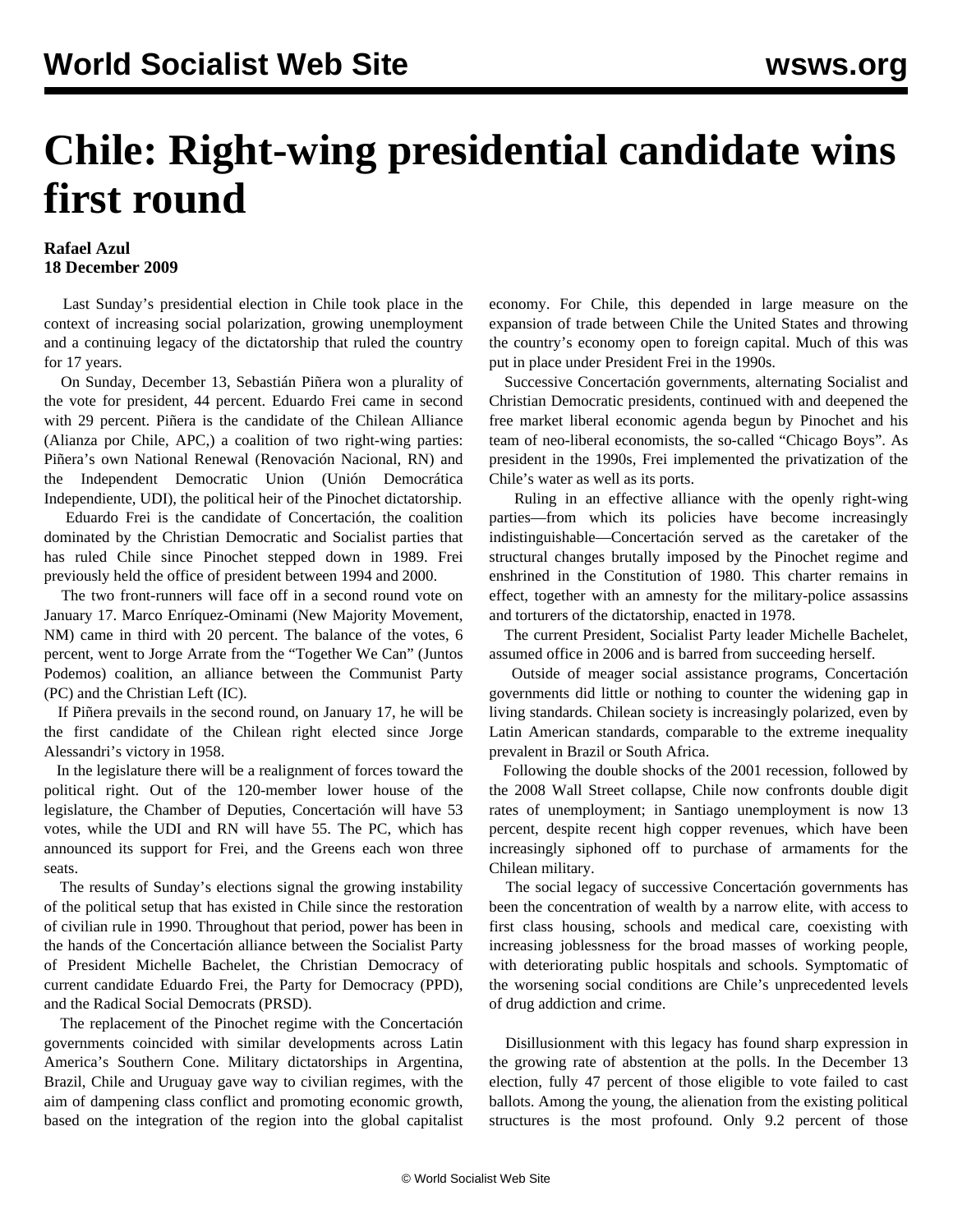# Chile: Right-wing presidential candidate wins first round

**Rafael Azul**
**18 December 2009**

Last Sunday's presidential election in Chile took place in the context of increasing social polarization, growing unemployment and a continuing legacy of the dictatorship that ruled the country for 17 years.

On Sunday, December 13, Sebastián Piñera won a plurality of the vote for president, 44 percent. Eduardo Frei came in second with 29 percent. Piñera is the candidate of the Chilean Alliance (Alianza por Chile, APC,) a coalition of two right-wing parties: Piñera's own National Renewal (Renovación Nacional, RN) and the Independent Democratic Union (Unión Democrática Independiente, UDI), the political heir of the Pinochet dictatorship.

Eduardo Frei is the candidate of Concertación, the coalition dominated by the Christian Democratic and Socialist parties that has ruled Chile since Pinochet stepped down in 1989. Frei previously held the office of president between 1994 and 2000.

The two front-runners will face off in a second round vote on January 17. Marco Enríquez-Ominami (New Majority Movement, NM) came in third with 20 percent. The balance of the votes, 6 percent, went to Jorge Arrate from the "Together We Can" (Juntos Podemos) coalition, an alliance between the Communist Party (PC) and the Christian Left (IC).

If Piñera prevails in the second round, on January 17, he will be the first candidate of the Chilean right elected since Jorge Alessandri's victory in 1958.

In the legislature there will be a realignment of forces toward the political right. Out of the 120-member lower house of the legislature, the Chamber of Deputies, Concertación will have 53 votes, while the UDI and RN will have 55. The PC, which has announced its support for Frei, and the Greens each won three seats.

The results of Sunday's elections signal the growing instability of the political setup that has existed in Chile since the restoration of civilian rule in 1990. Throughout that period, power has been in the hands of the Concertación alliance between the Socialist Party of President Michelle Bachelet, the Christian Democracy of current candidate Eduardo Frei, the Party for Democracy (PPD), and the Radical Social Democrats (PRSD).

The replacement of the Pinochet regime with the Concertación governments coincided with similar developments across Latin America's Southern Cone. Military dictatorships in Argentina, Brazil, Chile and Uruguay gave way to civilian regimes, with the aim of dampening class conflict and promoting economic growth, based on the integration of the region into the global capitalist economy. For Chile, this depended in large measure on the expansion of trade between Chile the United States and throwing the country's economy open to foreign capital. Much of this was put in place under President Frei in the 1990s.

Successive Concertación governments, alternating Socialist and Christian Democratic presidents, continued with and deepened the free market liberal economic agenda begun by Pinochet and his team of neo-liberal economists, the so-called "Chicago Boys". As president in the 1990s, Frei implemented the privatization of the Chile's water as well as its ports.

Ruling in an effective alliance with the openly right-wing parties—from which its policies have become increasingly indistinguishable—Concertación served as the caretaker of the structural changes brutally imposed by the Pinochet regime and enshrined in the Constitution of 1980. This charter remains in effect, together with an amnesty for the military-police assassins and torturers of the dictatorship, enacted in 1978.

The current President, Socialist Party leader Michelle Bachelet, assumed office in 2006 and is barred from succeeding herself.

Outside of meager social assistance programs, Concertación governments did little or nothing to counter the widening gap in living standards. Chilean society is increasingly polarized, even by Latin American standards, comparable to the extreme inequality prevalent in Brazil or South Africa.

Following the double shocks of the 2001 recession, followed by the 2008 Wall Street collapse, Chile now confronts double digit rates of unemployment; in Santiago unemployment is now 13 percent, despite recent high copper revenues, which have been increasingly siphoned off to purchase of armaments for the Chilean military.

The social legacy of successive Concertación governments has been the concentration of wealth by a narrow elite, with access to first class housing, schools and medical care, coexisting with increasing joblessness for the broad masses of working people, with deteriorating public hospitals and schools. Symptomatic of the worsening social conditions are Chile's unprecedented levels of drug addiction and crime.

Disillusionment with this legacy has found sharp expression in the growing rate of abstention at the polls. In the December 13 election, fully 47 percent of those eligible to vote failed to cast ballots. Among the young, the alienation from the existing political structures is the most profound. Only 9.2 percent of those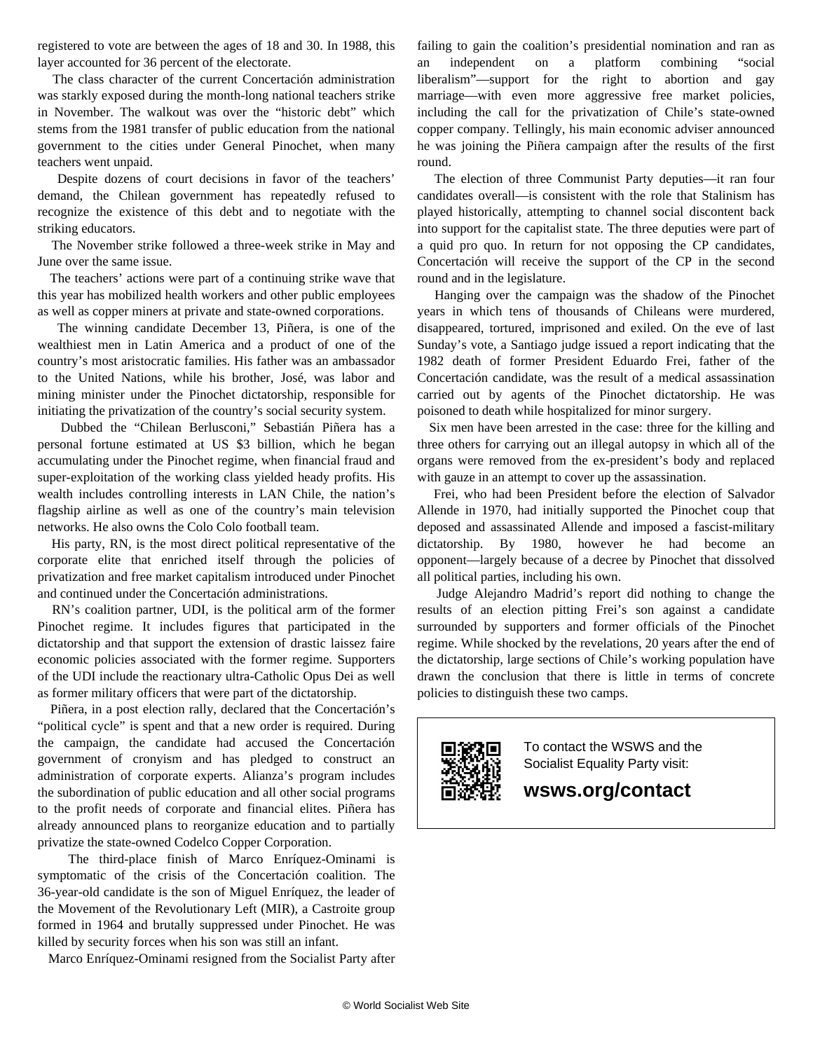registered to vote are between the ages of 18 and 30. In 1988, this layer accounted for 36 percent of the electorate.

The class character of the current Concertación administration was starkly exposed during the month-long national teachers strike in November. The walkout was over the "historic debt" which stems from the 1981 transfer of public education from the national government to the cities under General Pinochet, when many teachers went unpaid.

Despite dozens of court decisions in favor of the teachers' demand, the Chilean government has repeatedly refused to recognize the existence of this debt and to negotiate with the striking educators.

The November strike followed a three-week strike in May and June over the same issue.

The teachers' actions were part of a continuing strike wave that this year has mobilized health workers and other public employees as well as copper miners at private and state-owned corporations.

The winning candidate December 13, Piñera, is one of the wealthiest men in Latin America and a product of one of the country's most aristocratic families. His father was an ambassador to the United Nations, while his brother, José, was labor and mining minister under the Pinochet dictatorship, responsible for initiating the privatization of the country's social security system.

Dubbed the "Chilean Berlusconi," Sebastián Piñera has a personal fortune estimated at US $3 billion, which he began accumulating under the Pinochet regime, when financial fraud and super-exploitation of the working class yielded heady profits. His wealth includes controlling interests in LAN Chile, the nation's flagship airline as well as one of the country's main television networks. He also owns the Colo Colo football team.

His party, RN, is the most direct political representative of the corporate elite that enriched itself through the policies of privatization and free market capitalism introduced under Pinochet and continued under the Concertación administrations.

RN's coalition partner, UDI, is the political arm of the former Pinochet regime. It includes figures that participated in the dictatorship and that support the extension of drastic laissez faire economic policies associated with the former regime. Supporters of the UDI include the reactionary ultra-Catholic Opus Dei as well as former military officers that were part of the dictatorship.

Piñera, in a post election rally, declared that the Concertación's "political cycle" is spent and that a new order is required. During the campaign, the candidate had accused the Concertación government of cronyism and has pledged to construct an administration of corporate experts. Alianza's program includes the subordination of public education and all other social programs to the profit needs of corporate and financial elites. Piñera has already announced plans to reorganize education and to partially privatize the state-owned Codelco Copper Corporation.

The third-place finish of Marco Enríquez-Ominami is symptomatic of the crisis of the Concertación coalition. The 36-year-old candidate is the son of Miguel Enríquez, the leader of the Movement of the Revolutionary Left (MIR), a Castroite group formed in 1964 and brutally suppressed under Pinochet. He was killed by security forces when his son was still an infant.

Marco Enríquez-Ominami resigned from the Socialist Party after failing to gain the coalition's presidential nomination and ran as an independent on a platform combining "social liberalism"—support for the right to abortion and gay marriage—with even more aggressive free market policies, including the call for the privatization of Chile's state-owned copper company. Tellingly, his main economic adviser announced he was joining the Piñera campaign after the results of the first round.

The election of three Communist Party deputies—it ran four candidates overall—is consistent with the role that Stalinism has played historically, attempting to channel social discontent back into support for the capitalist state. The three deputies were part of a quid pro quo. In return for not opposing the CP candidates, Concertación will receive the support of the CP in the second round and in the legislature.

Hanging over the campaign was the shadow of the Pinochet years in which tens of thousands of Chileans were murdered, disappeared, tortured, imprisoned and exiled. On the eve of last Sunday's vote, a Santiago judge issued a report indicating that the 1982 death of former President Eduardo Frei, father of the Concertación candidate, was the result of a medical assassination carried out by agents of the Pinochet dictatorship. He was poisoned to death while hospitalized for minor surgery.

Six men have been arrested in the case: three for the killing and three others for carrying out an illegal autopsy in which all of the organs were removed from the ex-president's body and replaced with gauze in an attempt to cover up the assassination.

Frei, who had been President before the election of Salvador Allende in 1970, had initially supported the Pinochet coup that deposed and assassinated Allende and imposed a fascist-military dictatorship. By 1980, however he had become an opponent—largely because of a decree by Pinochet that dissolved all political parties, including his own.

Judge Alejandro Madrid's report did nothing to change the results of an election pitting Frei's son against a candidate surrounded by supporters and former officials of the Pinochet regime. While shocked by the revelations, 20 years after the end of the dictatorship, large sections of Chile's working population have drawn the conclusion that there is little in terms of concrete policies to distinguish these two camps.

To contact the WSWS and the Socialist Equality Party visit:

**wsws.org/contact**